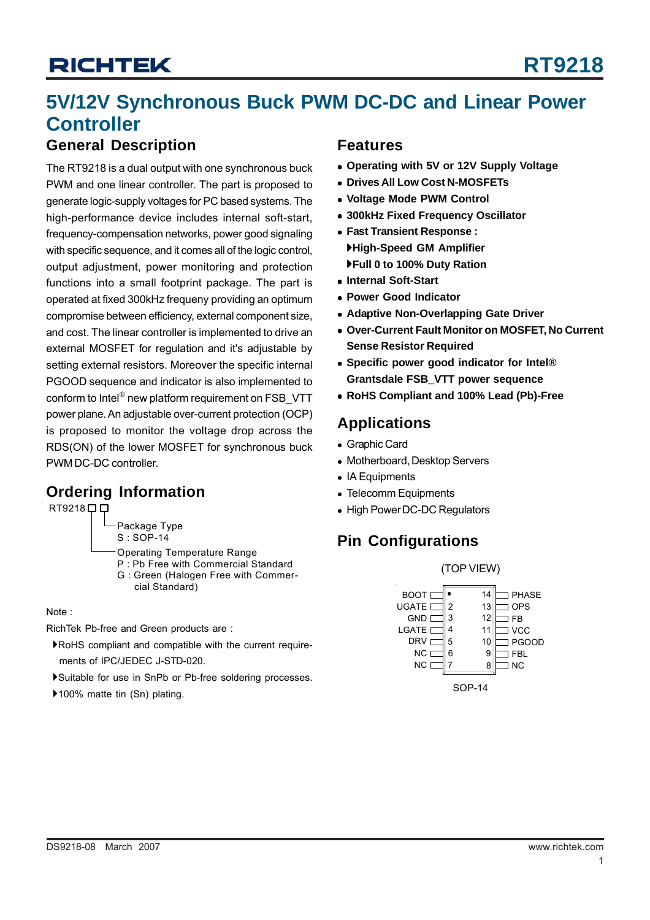# RT9218

## 5V/12V Synchronous Buck PWM DC-DC and Linear Power Controller

## General Description

The RT9218 is a dual output with one synchronous buck PWM and one linear controller. The part is proposed to generate logic-supply voltages for PC based systems. The high-performance device includes internal soft-start, frequency-compensation networks, power good signaling with specific sequence, and it comes all of the logic control, output adjustment, power monitoring and protection functions into a small footprint package. The part is operated at fixed 300kHz frequeny providing an optimum compromise between efficiency, external component size, and cost. The linear controller is implemented to drive an external MOSFET for regulation and it's adjustable by setting external resistors. Moreover the specific internal PGOOD sequence and indicator is also implemented to conform to Intel® new platform requirement on FSB_VTT power plane. An adjustable over-current protection (OCP) is proposed to monitor the voltage drop across the RDS(ON) of the lower MOSFET for synchronous buck PWM DC-DC controller.

## Ordering Information

```
RT9218□□
      │└─Package Type
      │   S : SOP-14
      └──Operating Temperature Range
          P : Pb Free with Commercial Standard
          G : Green (Halogen Free with Commer-
              cial Standard)
```

Note :

RichTek Pb-free and Green products are :

- RoHS compliant and compatible with the current requirements of IPC/JEDEC J-STD-020.
- Suitable for use in SnPb or Pb-free soldering processes.
- 100% matte tin (Sn) plating.

## Features

- **Operating with 5V or 12V Supply Voltage**
- **Drives All Low Cost N-MOSFETs**
- **Voltage Mode PWM Control**
- **300kHz Fixed Frequency Oscillator**
- **Fast Transient Response :**
  - **High-Speed GM Amplifier**
  - **Full 0 to 100% Duty Ration**
- **Internal Soft-Start**
- **Power Good Indicator**
- **Adaptive Non-Overlapping Gate Driver**
- **Over-Current Fault Monitor on MOSFET, No Current Sense Resistor Required**
- **Specific power good indicator for Intel® Grantsdale FSB_VTT power sequence**
- **RoHS Compliant and 100% Lead (Pb)-Free**

## Applications

- Graphic Card
- Motherboard, Desktop Servers
- IA Equipments
- Telecomm Equipments
- High Power DC-DC Regulators

## Pin Configurations

(TOP VIEW)

| Pin | Name | Pin | Name |
|---|---|---|---|
| 1 | BOOT | 14 | PHASE |
| 2 | UGATE | 13 | OPS |
| 3 | GND | 12 | FB |
| 4 | LGATE | 11 | VCC |
| 5 | DRV | 10 | PGOOD |
| 6 | NC | 9 | FBL |
| 7 | NC | 8 | NC |

SOP-14

DS9218-08 March 2007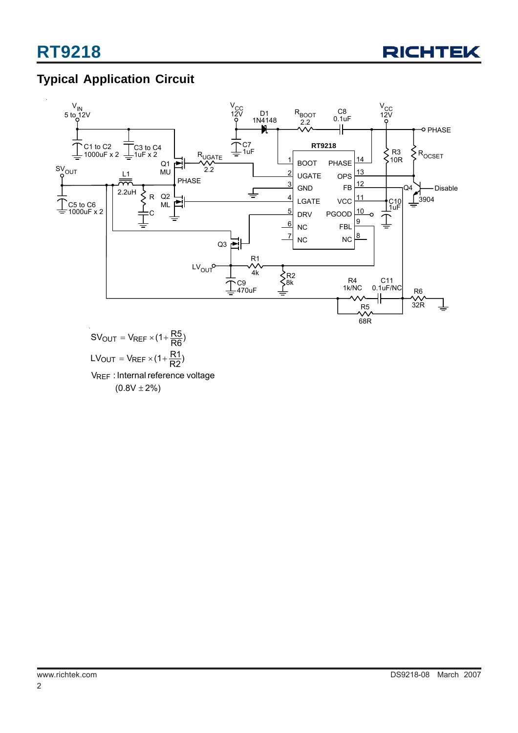## Typical Application Circuit

$$SV_{OUT} = V_{REF} \times (1 + \frac{R5}{R6})$$

$$LV_{OUT} = V_{REF} \times (1 + \frac{R1}{R2})$$

$V_{REF}$ : Internal reference voltage

(0.8V ± 2%)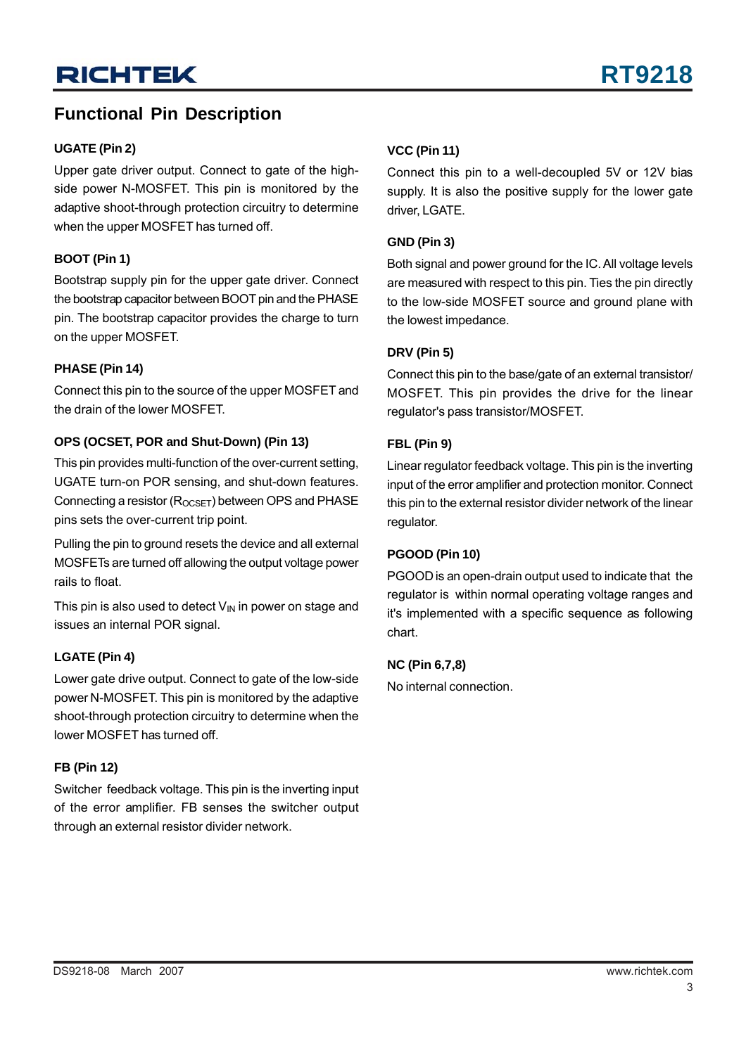## Functional Pin Description

### UGATE (Pin 2)

Upper gate driver output. Connect to gate of the high-side power N-MOSFET. This pin is monitored by the adaptive shoot-through protection circuitry to determine when the upper MOSFET has turned off.

### BOOT (Pin 1)

Bootstrap supply pin for the upper gate driver. Connect the bootstrap capacitor between BOOT pin and the PHASE pin. The bootstrap capacitor provides the charge to turn on the upper MOSFET.

### PHASE (Pin 14)

Connect this pin to the source of the upper MOSFET and the drain of the lower MOSFET.

### OPS (OCSET, POR and Shut-Down) (Pin 13)

This pin provides multi-function of the over-current setting, UGATE turn-on POR sensing, and shut-down features. Connecting a resistor ($R_{OCSET}$) between OPS and PHASE pins sets the over-current trip point.

Pulling the pin to ground resets the device and all external MOSFETs are turned off allowing the output voltage power rails to float.

This pin is also used to detect $V_{IN}$ in power on stage and issues an internal POR signal.

### LGATE (Pin 4)

Lower gate drive output. Connect to gate of the low-side power N-MOSFET. This pin is monitored by the adaptive shoot-through protection circuitry to determine when the lower MOSFET has turned off.

### FB (Pin 12)

Switcher feedback voltage. This pin is the inverting input of the error amplifier. FB senses the switcher output through an external resistor divider network.

### VCC (Pin 11)

Connect this pin to a well-decoupled 5V or 12V bias supply. It is also the positive supply for the lower gate driver, LGATE.

### GND (Pin 3)

Both signal and power ground for the IC. All voltage levels are measured with respect to this pin. Ties the pin directly to the low-side MOSFET source and ground plane with the lowest impedance.

### DRV (Pin 5)

Connect this pin to the base/gate of an external transistor/MOSFET. This pin provides the drive for the linear regulator's pass transistor/MOSFET.

### FBL (Pin 9)

Linear regulator feedback voltage. This pin is the inverting input of the error amplifier and protection monitor. Connect this pin to the external resistor divider network of the linear regulator.

### PGOOD (Pin 10)

PGOOD is an open-drain output used to indicate that the regulator is within normal operating voltage ranges and it's implemented with a specific sequence as following chart.

### NC (Pin 6,7,8)

No internal connection.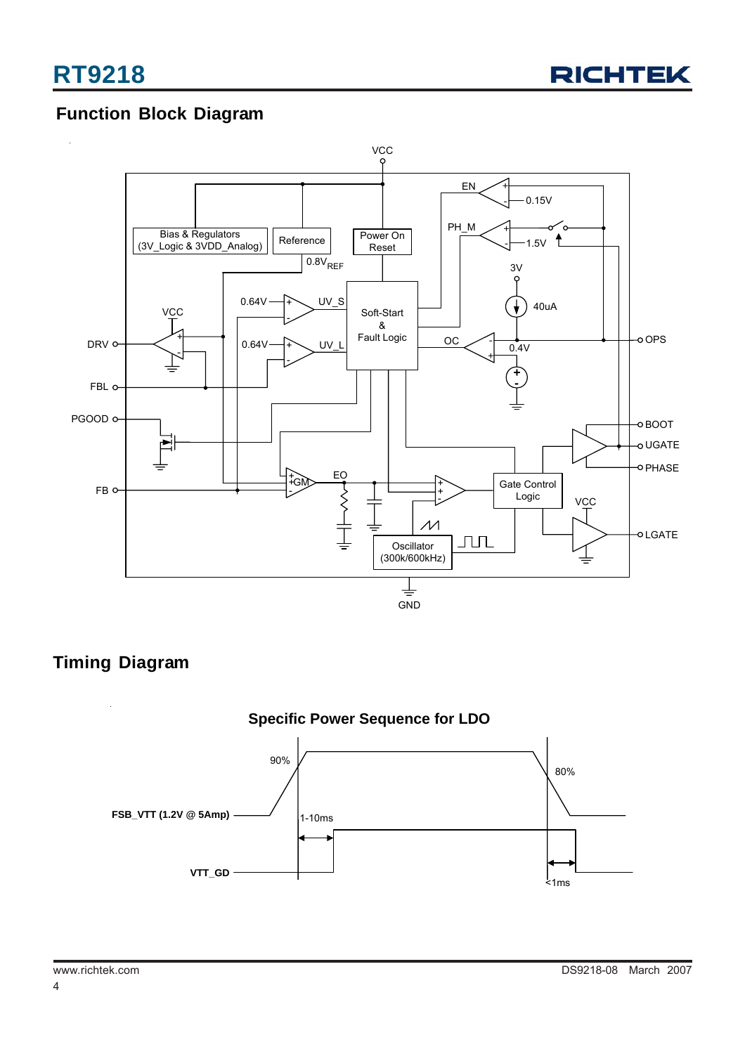## Function Block Diagram

## Timing Diagram

**Specific Power Sequence for LDO**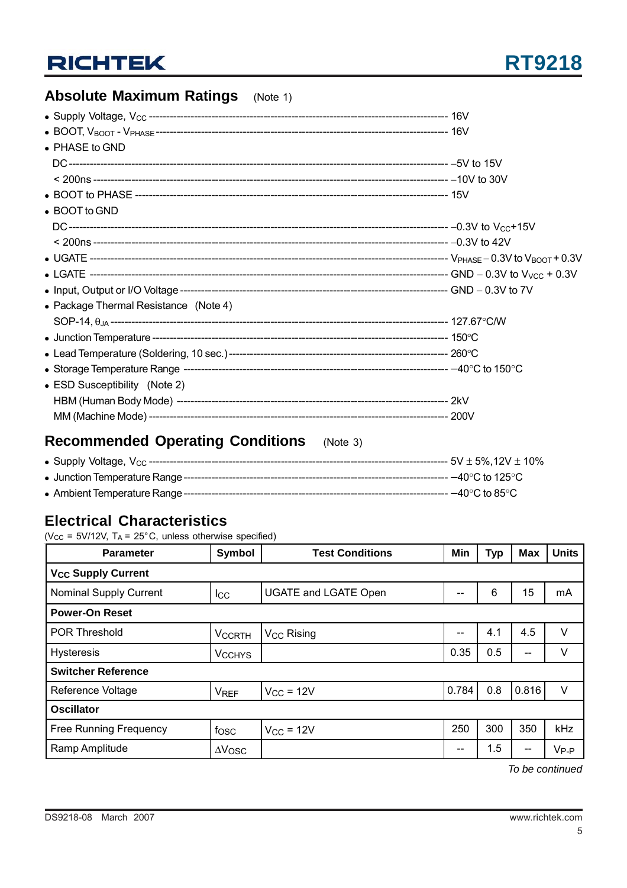## Absolute Maximum Ratings (Note 1)

- Supply Voltage, $V_{CC}$ ---------- 16V
- BOOT, $V_{BOOT}$ - $V_{PHASE}$ ---------- 16V
- PHASE to GND
  - DC ---------- –5V to 15V
  - < 200ns ---------- –10V to 30V
- BOOT to PHASE ---------- 15V
- BOOT to GND
  - DC ---------- –0.3V to $V_{CC}$+15V
  - < 200ns ---------- –0.3V to 42V
- UGATE ---------- $V_{PHASE}$ – 0.3V to $V_{BOOT}$ + 0.3V
- LGATE ---------- GND – 0.3V to $V_{VCC}$ + 0.3V
- Input, Output or I/O Voltage ---------- GND – 0.3V to 7V
- Package Thermal Resistance (Note 4)
  - SOP-14, $\theta_{JA}$ ---------- 127.67°C/W
- Junction Temperature ---------- 150°C
- Lead Temperature (Soldering, 10 sec.) ---------- 260°C
- Storage Temperature Range ---------- –40°C to 150°C
- ESD Susceptibility (Note 2)
  - HBM (Human Body Mode) ---------- 2kV
  - MM (Machine Mode) ---------- 200V

## Recommended Operating Conditions (Note 3)

- Supply Voltage, $V_{CC}$ ---------- 5V ± 5%,12V ± 10%
- Junction Temperature Range ---------- –40°C to 125°C
- Ambient Temperature Range ---------- –40°C to 85°C

## Electrical Characteristics

($V_{CC}$ = 5V/12V, $T_A$ = 25°C, unless otherwise specified)

| Parameter | Symbol | Test Conditions | Min | Typ | Max | Units |
|---|---|---|---|---|---|---|
| **$V_{CC}$ Supply Current** | | | | | | |
| Nominal Supply Current | $I_{CC}$ | UGATE and LGATE Open | -- | 6 | 15 | mA |
| **Power-On Reset** | | | | | | |
| POR Threshold | $V_{CCRTH}$ | $V_{CC}$ Rising | -- | 4.1 | 4.5 | V |
| Hysteresis | $V_{CCHYS}$ | | 0.35 | 0.5 | -- | V |
| **Switcher Reference** | | | | | | |
| Reference Voltage | $V_{REF}$ | $V_{CC}$ = 12V | 0.784 | 0.8 | 0.816 | V |
| **Oscillator** | | | | | | |
| Free Running Frequency | $f_{OSC}$ | $V_{CC}$ = 12V | 250 | 300 | 350 | kHz |
| Ramp Amplitude | $\Delta V_{OSC}$ | | -- | 1.5 | -- | $V_{P-P}$ |

*To be continued*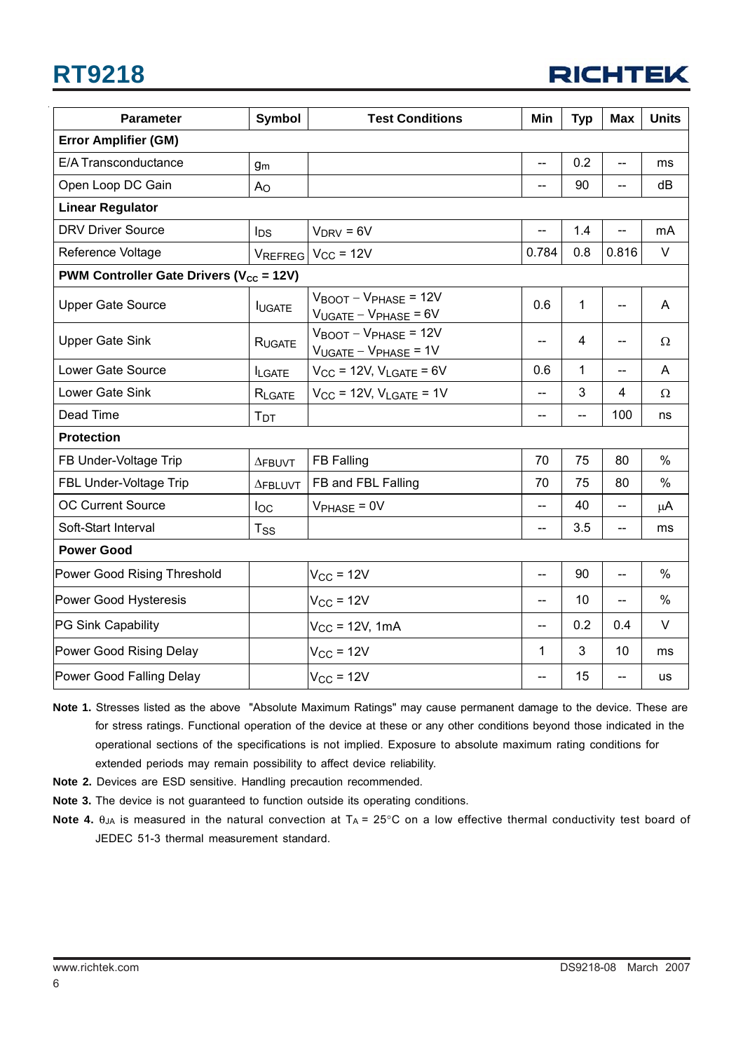| Parameter | Symbol | Test Conditions | Min | Typ | Max | Units |
|---|---|---|---|---|---|---|
| **Error Amplifier (GM)** | | | | | | |
| E/A Transconductance | $g_m$ | | -- | 0.2 | -- | ms |
| Open Loop DC Gain | $A_O$ | | -- | 90 | -- | dB |
| **Linear Regulator** | | | | | | |
| DRV Driver Source | $I_{DS}$ | $V_{DRV}$ = 6V | -- | 1.4 | -- | mA |
| Reference Voltage | $V_{REFREG}$ | $V_{CC}$ = 12V | 0.784 | 0.8 | 0.816 | V |
| **PWM Controller Gate Drivers ($V_{CC}$ = 12V)** | | | | | | |
| Upper Gate Source | $I_{UGATE}$ | $V_{BOOT} - V_{PHASE}$ = 12V $V_{UGATE} - V_{PHASE}$ = 6V | 0.6 | 1 | -- | A |
| Upper Gate Sink | $R_{UGATE}$ | $V_{BOOT} - V_{PHASE}$ = 12V $V_{UGATE} - V_{PHASE}$ = 1V | -- | 4 | -- | Ω |
| Lower Gate Source | $I_{LGATE}$ | $V_{CC}$ = 12V, $V_{LGATE}$ = 6V | 0.6 | 1 | -- | A |
| Lower Gate Sink | $R_{LGATE}$ | $V_{CC}$ = 12V, $V_{LGATE}$ = 1V | -- | 3 | 4 | Ω |
| Dead Time | $T_{DT}$ | | -- | -- | 100 | ns |
| **Protection** | | | | | | |
| FB Under-Voltage Trip | $\Delta_{FBUVT}$ | FB Falling | 70 | 75 | 80 | % |
| FBL Under-Voltage Trip | $\Delta_{FBLUVT}$ | FB and FBL Falling | 70 | 75 | 80 | % |
| OC Current Source | $I_{OC}$ | $V_{PHASE}$ = 0V | -- | 40 | -- | μA |
| Soft-Start Interval | $T_{SS}$ | | -- | 3.5 | -- | ms |
| **Power Good** | | | | | | |
| Power Good Rising Threshold | | $V_{CC}$ = 12V | -- | 90 | -- | % |
| Power Good Hysteresis | | $V_{CC}$ = 12V | -- | 10 | -- | % |
| PG Sink Capability | | $V_{CC}$ = 12V, 1mA | -- | 0.2 | 0.4 | V |
| Power Good Rising Delay | | $V_{CC}$ = 12V | 1 | 3 | 10 | ms |
| Power Good Falling Delay | | $V_{CC}$ = 12V | -- | 15 | -- | us |

**Note 1.** Stresses listed as the above "Absolute Maximum Ratings" may cause permanent damage to the device. These are for stress ratings. Functional operation of the device at these or any other conditions beyond those indicated in the operational sections of the specifications is not implied. Exposure to absolute maximum rating conditions for extended periods may remain possibility to affect device reliability.

**Note 2.** Devices are ESD sensitive. Handling precaution recommended.

**Note 3.** The device is not guaranteed to function outside its operating conditions.

**Note 4.** $\theta_{JA}$ is measured in the natural convection at $T_A$ = 25°C on a low effective thermal conductivity test board of JEDEC 51-3 thermal measurement standard.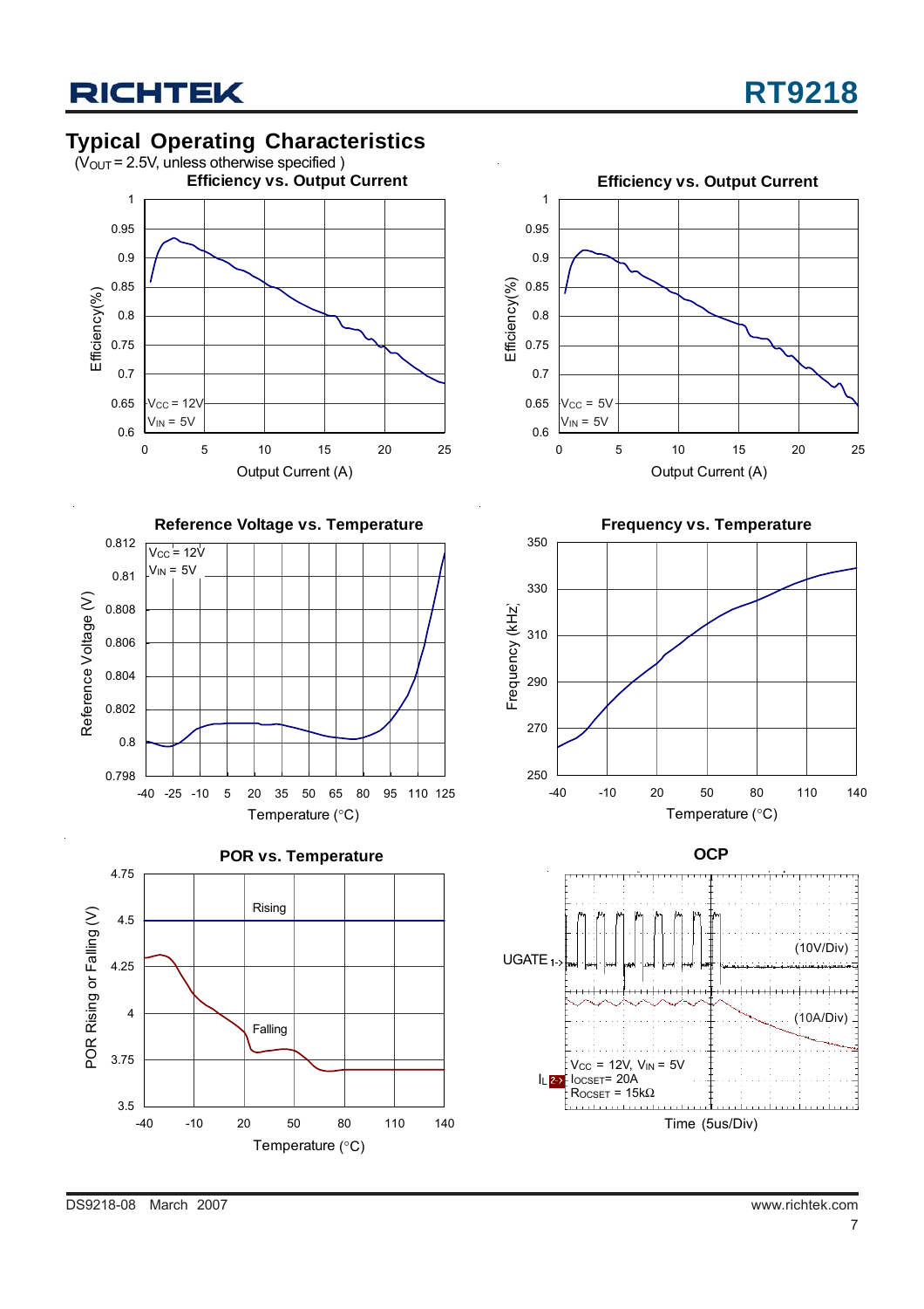## Typical Operating Characteristics

($V_{OUT}$ = 2.5V, unless otherwise specified )

**Efficiency vs. Output Current**

Efficiency(%) vs. Output Current (A); $V_{CC}$ = 12V, $V_{IN}$ = 5V

**Efficiency vs. Output Current**

Efficiency(%) vs. Output Current (A); $V_{CC}$ = 5V, $V_{IN}$ = 5V

**Reference Voltage vs. Temperature**

Reference Voltage (V) vs. Temperature (°C); $V_{CC}$ = 12V, $V_{IN}$ = 5V

**Frequency vs. Temperature**

Frequency (kHz) vs. Temperature (°C)

**POR vs. Temperature**

POR Rising or Falling (V) vs. Temperature (°C); Rising, Falling

**OCP**

UGATE (10V/Div), $I_L$ (10A/Div); $V_{CC}$ = 12V, $V_{IN}$ = 5V, $I_{OCSET}$ = 20A, $R_{OCSET}$ = 15kΩ; Time (5us/Div)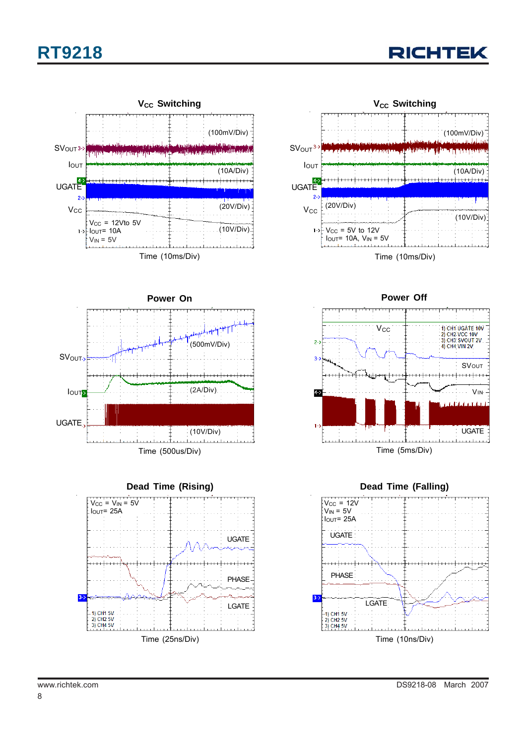$V_{CC}$ Switching

$SV_{OUT}$ (100mV/Div)

$I_{OUT}$ (10A/Div)

UGATE (20V/Div)

$V_{CC}$ (10V/Div)

$V_{CC}$ = 12V to 5V
$I_{OUT}$ = 10A
$V_{IN}$ = 5V

Time (10ms/Div)

$V_{CC}$ Switching

$SV_{OUT}$ (100mV/Div)

$I_{OUT}$ (10A/Div)

UGATE (20V/Div)

$V_{CC}$ (10V/Div)

$V_{CC}$ = 5V to 12V
$I_{OUT}$ = 10A, $V_{IN}$ = 5V

Time (10ms/Div)

Power On

$SV_{OUT}$ (500mV/Div)

$I_{OUT}$ (2A/Div)

UGATE (10V/Div)

Time (500us/Div)

Power Off

$V_{CC}$

$SV_{OUT}$

$V_{IN}$

UGATE

1) CH1 UGATE 10V
2) CH2 VCC 10V
3) CH3 SVOUT 2V
4) CH4 VIN 2V

Time (5ms/Div)

Dead Time (Rising)

$V_{CC}$ = $V_{IN}$ = 5V
$I_{OUT}$ = 25A

UGATE

PHASE

LGATE

1) CH1 5V
2) CH2 5V
3) CH4 5V

Time (25ns/Div)

Dead Time (Falling)

$V_{CC}$ = 12V
$V_{IN}$ = 5V
$I_{OUT}$ = 25A

UGATE

PHASE

LGATE

1) CH1 5V
2) CH2 5V
3) CH4 5V

Time (10ns/Div)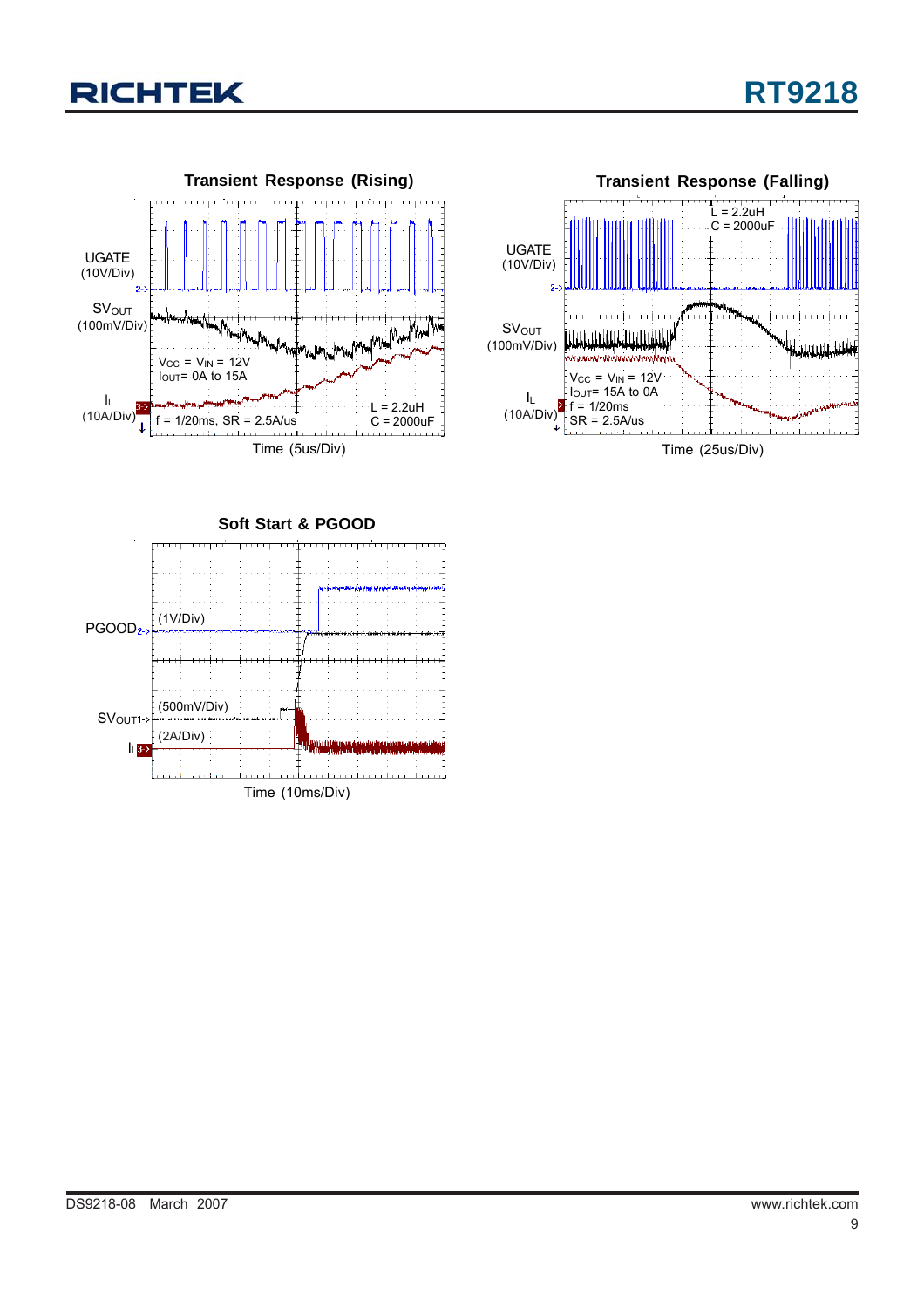### Transient Response (Rising)

UGATE (10V/Div)

$SV_{OUT}$ (100mV/Div)

$I_L$ (10A/Div)

$V_{CC}$ = $V_{IN}$ = 12V
$I_{OUT}$= 0A to 15A

f = 1/20ms, SR = 2.5A/us

L = 2.2uH
C = 2000uF

Time (5us/Div)

### Transient Response (Falling)

UGATE (10V/Div)

$SV_{OUT}$ (100mV/Div)

$I_L$ (10A/Div)

L = 2.2uH
C = 2000uF

$V_{CC}$ = $V_{IN}$ = 12V
$I_{OUT}$= 15A to 0A
f = 1/20ms
SR = 2.5A/us

Time (25us/Div)

### Soft Start & PGOOD

PGOOD (1V/Div)

$SV_{OUT1}$ (500mV/Div)

$I_L$ (2A/Div)

Time (10ms/Div)

DS9218-08 March 2007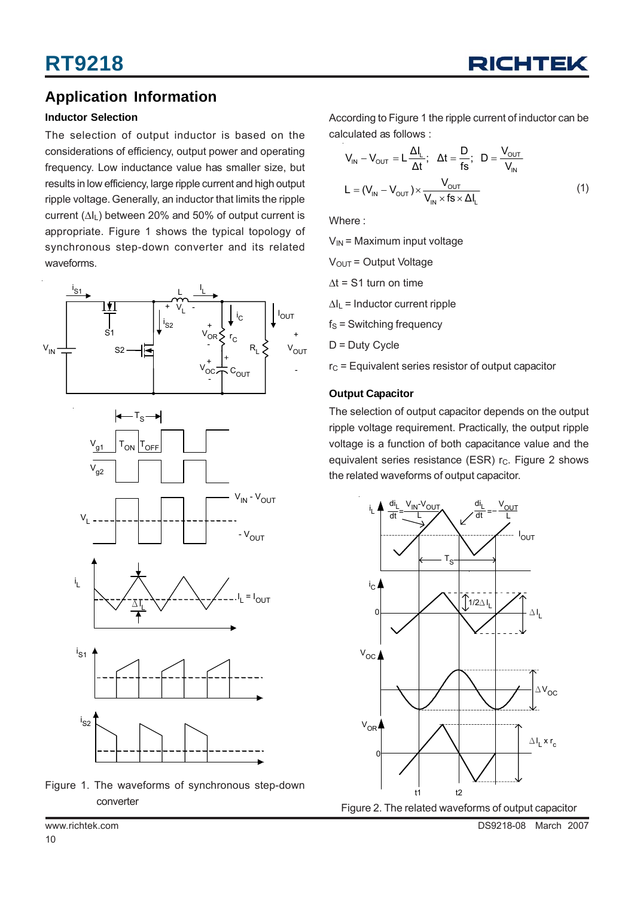## Application Information

### Inductor Selection

The selection of output inductor is based on the considerations of efficiency, output power and operating frequency. Low inductance value has smaller size, but results in low efficiency, large ripple current and high output ripple voltage. Generally, an inductor that limits the ripple current ($\Delta I_L$) between 20% and 50% of output current is appropriate. Figure 1 shows the typical topology of synchronous step-down converter and its related waveforms.

Figure 1. The waveforms of synchronous step-down converter

According to Figure 1 the ripple current of inductor can be calculated as follows :

$$V_{IN} - V_{OUT} = L\frac{\Delta I_L}{\Delta t};\quad \Delta t = \frac{D}{fs};\quad D = \frac{V_{OUT}}{V_{IN}}$$

$$L = (V_{IN} - V_{OUT}) \times \frac{V_{OUT}}{V_{IN} \times fs \times \Delta I_L} \qquad (1)$$

Where :

$V_{IN}$ = Maximum input voltage

$V_{OUT}$ = Output Voltage

$\Delta t$ = S1 turn on time

$\Delta I_L$ = Inductor current ripple

$f_S$ = Switching frequency

D = Duty Cycle

$r_C$ = Equivalent series resistor of output capacitor

### Output Capacitor

The selection of output capacitor depends on the output ripple voltage requirement. Practically, the output ripple voltage is a function of both capacitance value and the equivalent series resistance (ESR) $r_C$. Figure 2 shows the related waveforms of output capacitor.

Figure 2. The related waveforms of output capacitor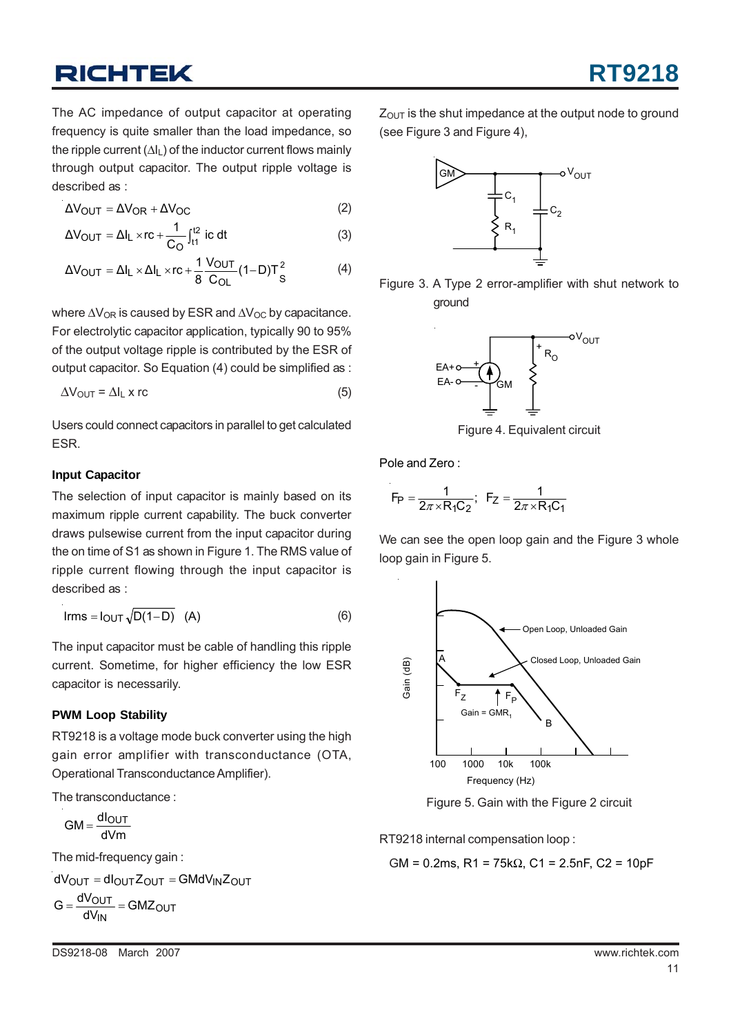The AC impedance of output capacitor at operating frequency is quite smaller than the load impedance, so the ripple current ($\Delta I_L$) of the inductor current flows mainly through output capacitor. The output ripple voltage is described as :

$$\Delta V_{OUT} = \Delta V_{OR} + \Delta V_{OC} \quad (2)$$

$$\Delta V_{OUT} = \Delta I_L \times rc + \frac{1}{C_O}\int_{t1}^{t2} ic\, dt \quad (3)$$

$$\Delta V_{OUT} = \Delta I_L \times \Delta I_L \times rc + \frac{1}{8}\frac{V_{OUT}}{C_{OL}}(1-D)T_S^2 \quad (4)$$

where $\Delta V_{OR}$ is caused by ESR and $\Delta V_{OC}$ by capacitance. For electrolytic capacitor application, typically 90 to 95% of the output voltage ripple is contributed by the ESR of output capacitor. So Equation (4) could be simplified as :

$$\Delta V_{OUT} = \Delta I_L \times rc \quad (5)$$

Users could connect capacitors in parallel to get calculated ESR.

### Input Capacitor

The selection of input capacitor is mainly based on its maximum ripple current capability. The buck converter draws pulsewise current from the input capacitor during the on time of S1 as shown in Figure 1. The RMS value of ripple current flowing through the input capacitor is described as :

$$Irms = I_{OUT}\sqrt{D(1-D)} \quad (A) \quad (6)$$

The input capacitor must be cable of handling this ripple current. Sometime, for higher efficiency the low ESR capacitor is necessarily.

### PWM Loop Stability

RT9218 is a voltage mode buck converter using the high gain error amplifier with transconductance (OTA, Operational Transconductance Amplifier).

The transconductance :

$$GM = \frac{dI_{OUT}}{dVm}$$

The mid-frequency gain :

$$dV_{OUT} = dI_{OUT} Z_{OUT} = GMdV_{IN} Z_{OUT}$$

$$G = \frac{dV_{OUT}}{dV_{IN}} = GMZ_{OUT}$$

$Z_{OUT}$ is the shut impedance at the output node to ground (see Figure 3 and Figure 4),

Figure 3. A Type 2 error-amplifier with shut network to ground

Figure 4. Equivalent circuit

Pole and Zero :

$$F_P = \frac{1}{2\pi \times R_1C_2}; \quad F_Z = \frac{1}{2\pi \times R_1C_1}$$

We can see the open loop gain and the Figure 3 whole loop gain in Figure 5.

Figure 5. Gain with the Figure 2 circuit

RT9218 internal compensation loop :

GM = 0.2ms, R1 = 75kΩ, C1 = 2.5nF, C2 = 10pF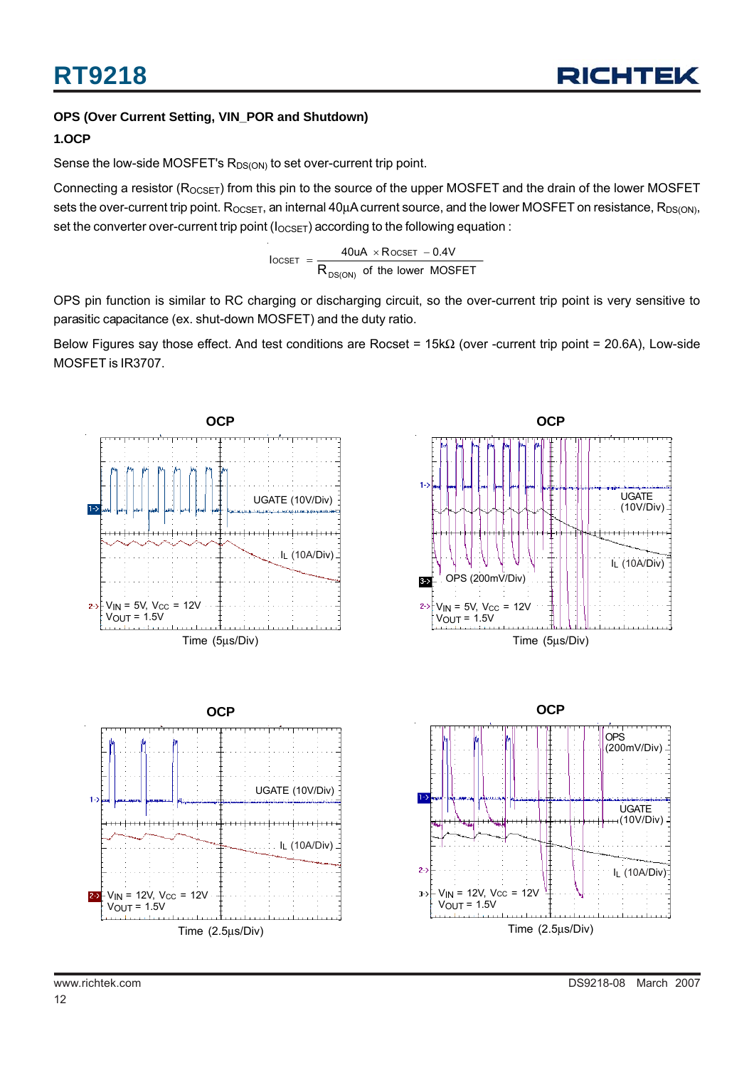### OPS (Over Current Setting, VIN_POR and Shutdown)

#### 1.OCP

Sense the low-side MOSFET's $R_{DS(ON)}$ to set over-current trip point.

Connecting a resistor ($R_{OCSET}$) from this pin to the source of the upper MOSFET and the drain of the lower MOSFET sets the over-current trip point. $R_{OCSET}$, an internal 40µA current source, and the lower MOSFET on resistance, $R_{DS(ON)}$, set the converter over-current trip point ($I_{OCSET}$) according to the following equation :

$$I_{OCSET} = \frac{40uA \times R_{OCSET} - 0.4V}{R_{DS(ON)} \text{ of the lower MOSFET}}$$

OPS pin function is similar to RC charging or discharging circuit, so the over-current trip point is very sensitive to parasitic capacitance (ex. shut-down MOSFET) and the duty ratio.

Below Figures say those effect. And test conditions are Rocset = 15kΩ (over -current trip point = 20.6A), Low-side MOSFET is IR3707.

**OCP**

UGATE (10V/Div)
$I_L$ (10A/Div)
$V_{IN}$ = 5V, $V_{CC}$ = 12V
$V_{OUT}$ = 1.5V
Time (5µs/Div)

**OCP**

UGATE (10V/Div)
$I_L$ (10A/Div)
OPS (200mV/Div)
$V_{IN}$ = 5V, $V_{CC}$ = 12V
$V_{OUT}$ = 1.5V
Time (5µs/Div)

**OCP**

UGATE (10V/Div)
$I_L$ (10A/Div)
$V_{IN}$ = 12V, $V_{CC}$ = 12V
$V_{OUT}$ = 1.5V
Time (2.5µs/Div)

**OCP**

OPS (200mV/Div)
UGATE (10V/Div)
$I_L$ (10A/Div)
$V_{IN}$ = 12V, $V_{CC}$ = 12V
$V_{OUT}$ = 1.5V
Time (2.5µs/Div)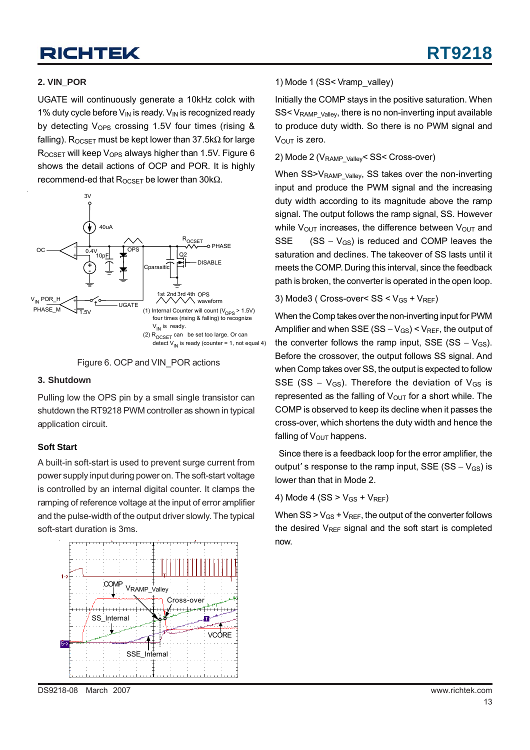### 2. VIN_POR

UGATE will continuously generate a 10kHz colck with 1% duty cycle before $V_{IN}$ is ready. $V_{IN}$ is recognized ready by detecting $V_{OPS}$ crossing 1.5V four times (rising & falling). $R_{OCSET}$ must be kept lower than 37.5kΩ for large $R_{OCSET}$ will keep $V_{OPS}$ always higher than 1.5V. Figure 6 shows the detail actions of OCP and POR. It is highly recommend-ed that $R_{OCSET}$ be lower than 30kΩ.

Figure 6. OCP and VIN_POR actions

### 3. Shutdown

Pulling low the OPS pin by a small single transistor can shutdown the RT9218 PWM controller as shown in typical application circuit.

### Soft Start

A built-in soft-start is used to prevent surge current from power supply input during power on. The soft-start voltage is controlled by an internal digital counter. It clamps the ramping of reference voltage at the input of error amplifier and the pulse-width of the output driver slowly. The typical soft-start duration is 3ms.

1) Mode 1 (SS< Vramp_valley)

Initially the COMP stays in the positive saturation. When SS< $V_{RAMP\_Valley}$, there is no non-inverting input available to produce duty width. So there is no PWM signal and $V_{OUT}$ is zero.

2) Mode 2 ($V_{RAMP\_Valley}$< SS< Cross-over)

When SS>$V_{RAMP\_Valley}$, SS takes over the non-inverting input and produce the PWM signal and the increasing duty width according to its magnitude above the ramp signal. The output follows the ramp signal, SS. However while $V_{OUT}$ increases, the difference between $V_{OUT}$ and SSE (SS – $V_{GS}$) is reduced and COMP leaves the saturation and declines. The takeover of SS lasts until it meets the COMP. During this interval, since the feedback path is broken, the converter is operated in the open loop.

3) Mode3 ( Cross-over< SS < $V_{GS}$ + $V_{REF}$)

When the Comp takes over the non-inverting input for PWM Amplifier and when SSE (SS – $V_{GS}$) < $V_{REF}$, the output of the converter follows the ramp input, SSE (SS – $V_{GS}$). Before the crossover, the output follows SS signal. And when Comp takes over SS, the output is expected to follow SSE (SS – $V_{GS}$). Therefore the deviation of $V_{GS}$ is represented as the falling of $V_{OUT}$ for a short while. The COMP is observed to keep its decline when it passes the cross-over, which shortens the duty width and hence the falling of $V_{OUT}$ happens.

Since there is a feedback loop for the error amplifier, the output' s response to the ramp input, SSE (SS – $V_{GS}$) is lower than that in Mode 2.

4) Mode 4 (SS > $V_{GS}$ + $V_{REF}$)

When SS > $V_{GS}$ + $V_{REF}$, the output of the converter follows the desired $V_{REF}$ signal and the soft start is completed now.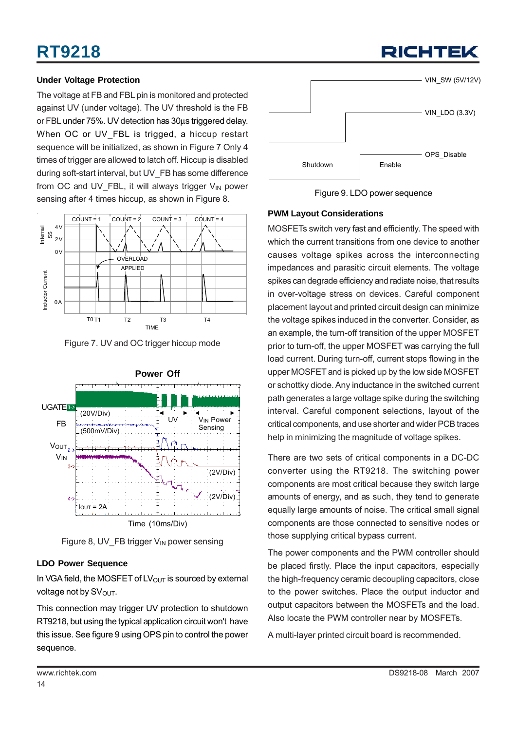### Under Voltage Protection

The voltage at FB and FBL pin is monitored and protected against UV (under voltage). The UV threshold is the FB or FBL under 75%. UV detection has 30μs triggered delay. When OC or UV_FBL is trigged, a hiccup restart sequence will be initialized, as shown in Figure 7 Only 4 times of trigger are allowed to latch off. Hiccup is disabled during soft-start interval, but UV_FB has some difference from OC and UV_FBL, it will always trigger $V_{IN}$ power sensing after 4 times hiccup, as shown in Figure 8.

Figure 7. UV and OC trigger hiccup mode

Figure 8, UV_FB trigger $V_{IN}$ power sensing

### LDO Power Sequence

In VGA field, the MOSFET of $LV_{OUT}$ is sourced by external voltage not by $SV_{OUT}$.

This connection may trigger UV protection to shutdown RT9218, but using the typical application circuit won't have this issue. See figure 9 using OPS pin to control the power sequence.

Figure 9. LDO power sequence

### PWM Layout Considerations

MOSFETs switch very fast and efficiently. The speed with which the current transitions from one device to another causes voltage spikes across the interconnecting impedances and parasitic circuit elements. The voltage spikes can degrade efficiency and radiate noise, that results in over-voltage stress on devices. Careful component placement layout and printed circuit design can minimize the voltage spikes induced in the converter. Consider, as an example, the turn-off transition of the upper MOSFET prior to turn-off, the upper MOSFET was carrying the full load current. During turn-off, current stops flowing in the upper MOSFET and is picked up by the low side MOSFET or schottky diode. Any inductance in the switched current path generates a large voltage spike during the switching interval. Careful component selections, layout of the critical components, and use shorter and wider PCB traces help in minimizing the magnitude of voltage spikes.

There are two sets of critical components in a DC-DC converter using the RT9218. The switching power components are most critical because they switch large amounts of energy, and as such, they tend to generate equally large amounts of noise. The critical small signal components are those connected to sensitive nodes or those supplying critical bypass current.

The power components and the PWM controller should be placed firstly. Place the input capacitors, especially the high-frequency ceramic decoupling capacitors, close to the power switches. Place the output inductor and output capacitors between the MOSFETs and the load. Also locate the PWM controller near by MOSFETs.

A multi-layer printed circuit board is recommended.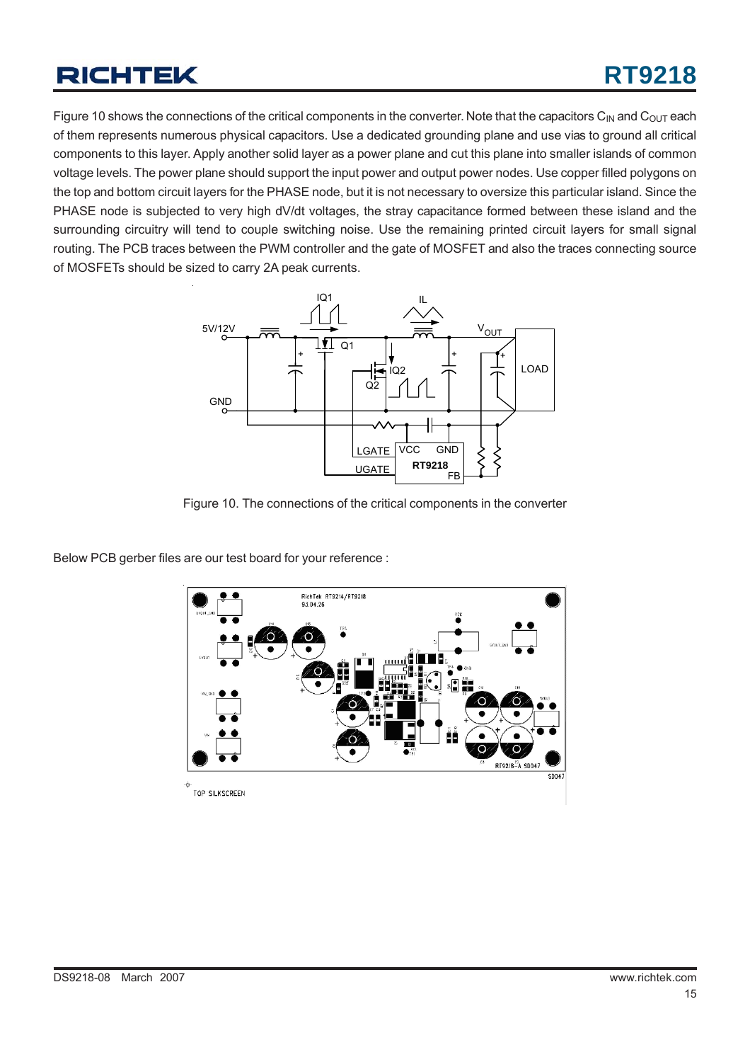Figure 10 shows the connections of the critical components in the converter. Note that the capacitors $C_{IN}$ and $C_{OUT}$ each of them represents numerous physical capacitors. Use a dedicated grounding plane and use vias to ground all critical components to this layer. Apply another solid layer as a power plane and cut this plane into smaller islands of common voltage levels. The power plane should support the input power and output power nodes. Use copper filled polygons on the top and bottom circuit layers for the PHASE node, but it is not necessary to oversize this particular island. Since the PHASE node is subjected to very high dV/dt voltages, the stray capacitance formed between these island and the surrounding circuitry will tend to couple switching noise. Use the remaining printed circuit layers for small signal routing. The PCB traces between the PWM controller and the gate of MOSFET and also the traces connecting source of MOSFETs should be sized to carry 2A peak currents.

Figure 10. The connections of the critical components in the converter

Below PCB gerber files are our test board for your reference :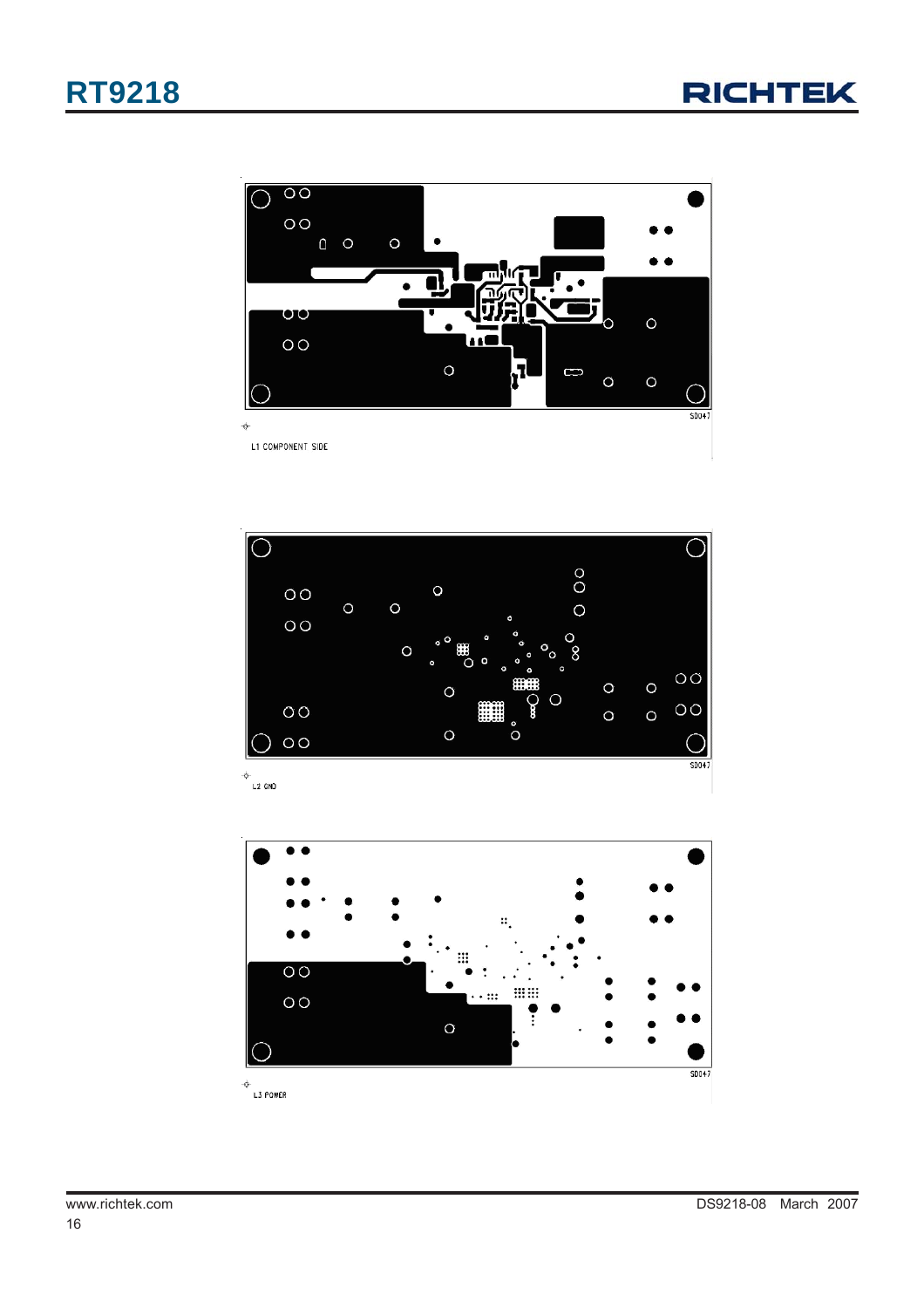S0047

L1 COMPONENT SIDE

S0047

L2 GND

S0047

L3 POWER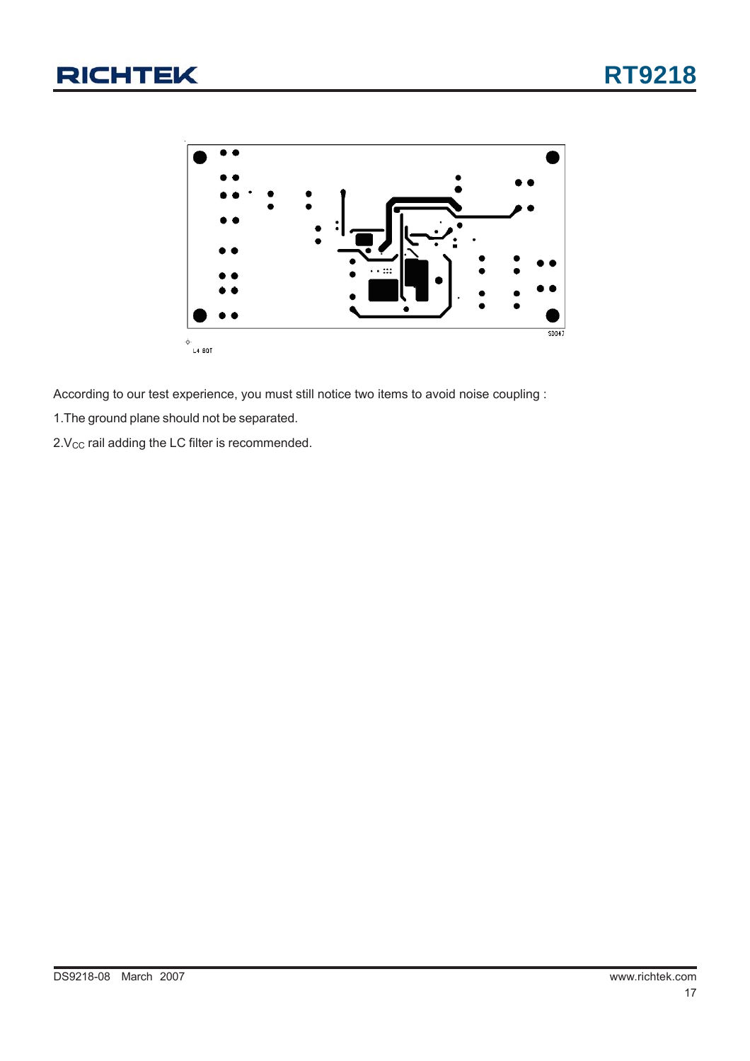According to our test experience, you must still notice two items to avoid noise coupling :

1.The ground plane should not be separated.

2.$V_{CC}$ rail adding the LC filter is recommended.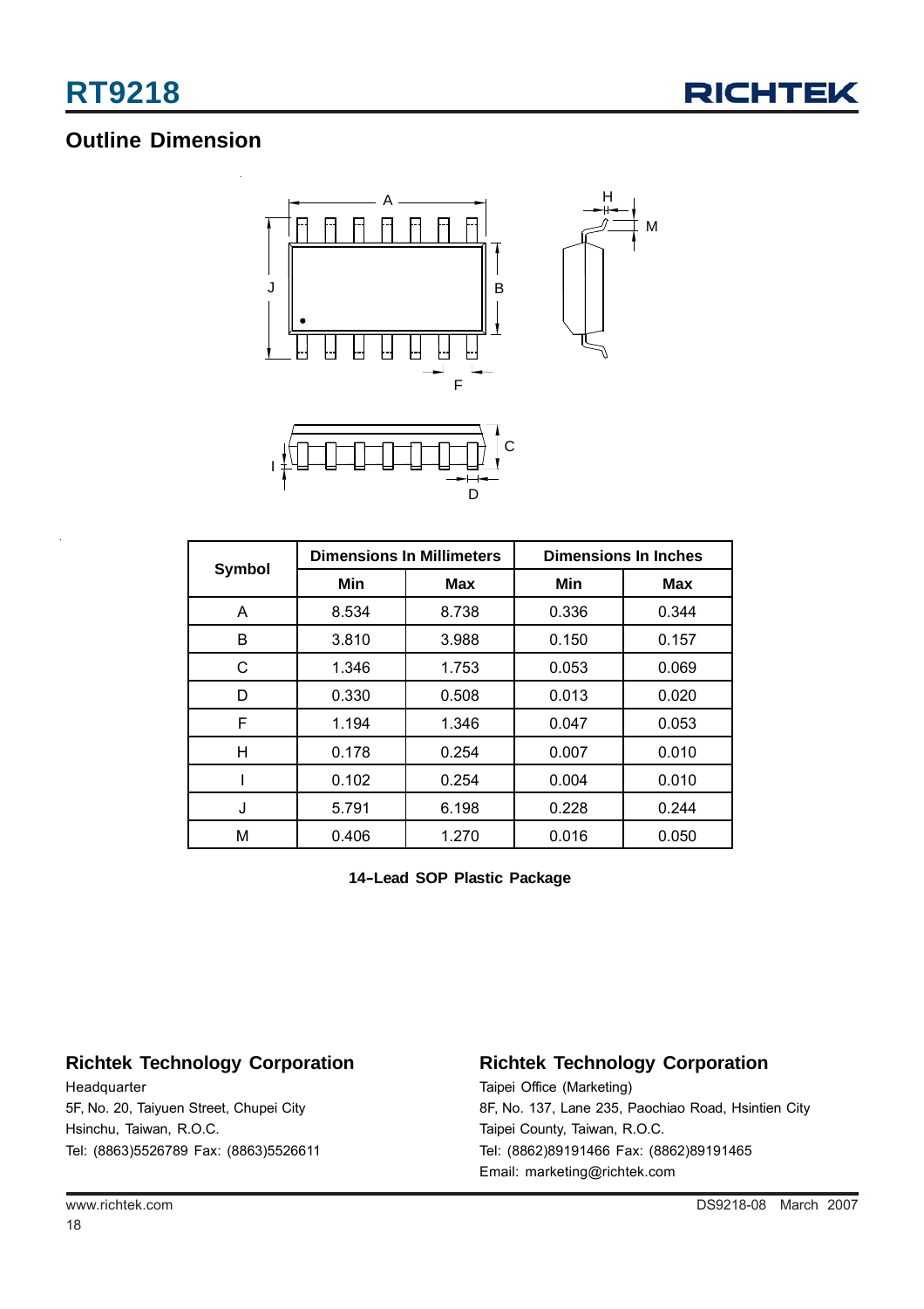## Outline Dimension

A
B
C
D
F
H
I
J
M

| Symbol | Dimensions In Millimeters | | Dimensions In Inches | |
|---|---|---|---|---|
| | Min | Max | Min | Max |
| A | 8.534 | 8.738 | 0.336 | 0.344 |
| B | 3.810 | 3.988 | 0.150 | 0.157 |
| C | 1.346 | 1.753 | 0.053 | 0.069 |
| D | 0.330 | 0.508 | 0.013 | 0.020 |
| F | 1.194 | 1.346 | 0.047 | 0.053 |
| H | 0.178 | 0.254 | 0.007 | 0.010 |
| I | 0.102 | 0.254 | 0.004 | 0.010 |
| J | 5.791 | 6.198 | 0.228 | 0.244 |
| M | 0.406 | 1.270 | 0.016 | 0.050 |

**14–Lead SOP Plastic Package**

### Richtek Technology Corporation

Headquarter
5F, No. 20, Taiyuen Street, Chupei City
Hsinchu, Taiwan, R.O.C.
Tel: (8863)5526789 Fax: (8863)5526611

### Richtek Technology Corporation

Taipei Office (Marketing)
8F, No. 137, Lane 235, Paochiao Road, Hsintien City
Taipei County, Taiwan, R.O.C.
Tel: (8862)89191466 Fax: (8862)89191465
Email: marketing@richtek.com